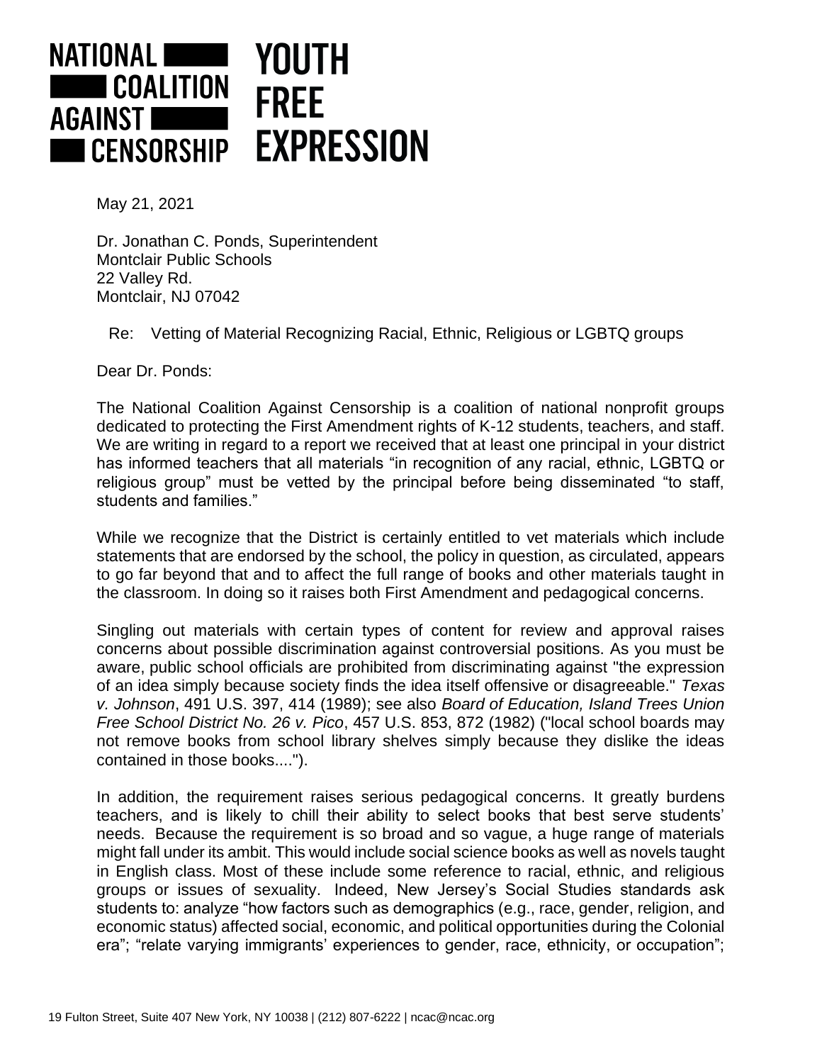NATIONAL COALITION AGAINST CENSORSHIP | YOUTH FREE EXPRESSION

May 21, 2021

Dr. Jonathan C. Ponds, Superintendent
Montclair Public Schools
22 Valley Rd.
Montclair, NJ 07042

Re: Vetting of Material Recognizing Racial, Ethnic, Religious or LGBTQ groups

Dear Dr. Ponds:

The National Coalition Against Censorship is a coalition of national nonprofit groups dedicated to protecting the First Amendment rights of K-12 students, teachers, and staff. We are writing in regard to a report we received that at least one principal in your district has informed teachers that all materials "in recognition of any racial, ethnic, LGBTQ or religious group" must be vetted by the principal before being disseminated "to staff, students and families."

While we recognize that the District is certainly entitled to vet materials which include statements that are endorsed by the school, the policy in question, as circulated, appears to go far beyond that and to affect the full range of books and other materials taught in the classroom. In doing so it raises both First Amendment and pedagogical concerns.

Singling out materials with certain types of content for review and approval raises concerns about possible discrimination against controversial positions. As you must be aware, public school officials are prohibited from discriminating against "the expression of an idea simply because society finds the idea itself offensive or disagreeable." *Texas v. Johnson*, 491 U.S. 397, 414 (1989); see also *Board of Education, Island Trees Union Free School District No. 26 v. Pico*, 457 U.S. 853, 872 (1982) ("local school boards may not remove books from school library shelves simply because they dislike the ideas contained in those books....").

In addition, the requirement raises serious pedagogical concerns. It greatly burdens teachers, and is likely to chill their ability to select books that best serve students' needs. Because the requirement is so broad and so vague, a huge range of materials might fall under its ambit. This would include social science books as well as novels taught in English class. Most of these include some reference to racial, ethnic, and religious groups or issues of sexuality. Indeed, New Jersey's Social Studies standards ask students to: analyze "how factors such as demographics (e.g., race, gender, religion, and economic status) affected social, economic, and political opportunities during the Colonial era"; "relate varying immigrants' experiences to gender, race, ethnicity, or occupation";

19 Fulton Street, Suite 407 New York, NY 10038 | (212) 807-6222 | ncac@ncac.org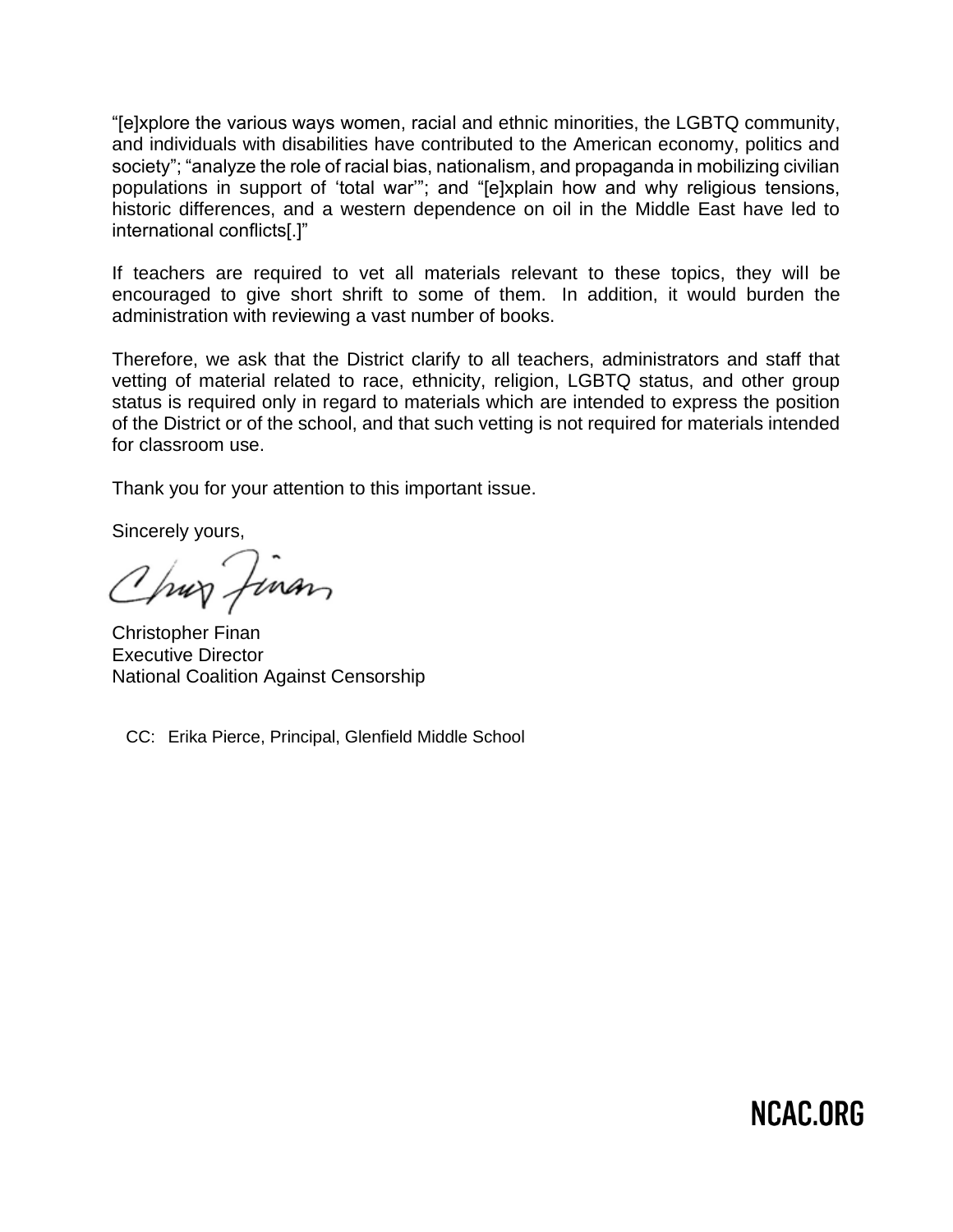"[e]xplore the various ways women, racial and ethnic minorities, the LGBTQ community, and individuals with disabilities have contributed to the American economy, politics and society"; "analyze the role of racial bias, nationalism, and propaganda in mobilizing civilian populations in support of 'total war'"; and "[e]xplain how and why religious tensions, historic differences, and a western dependence on oil in the Middle East have led to international conflicts[.]"

If teachers are required to vet all materials relevant to these topics, they will be encouraged to give short shrift to some of them. In addition, it would burden the administration with reviewing a vast number of books.

Therefore, we ask that the District clarify to all teachers, administrators and staff that vetting of material related to race, ethnicity, religion, LGBTQ status, and other group status is required only in regard to materials which are intended to express the position of the District or of the school, and that such vetting is not required for materials intended for classroom use.

Thank you for your attention to this important issue.

Sincerely yours,

Christopher Finan
Executive Director
National Coalition Against Censorship

CC: Erika Pierce, Principal, Glenfield Middle School

NCAC.ORG